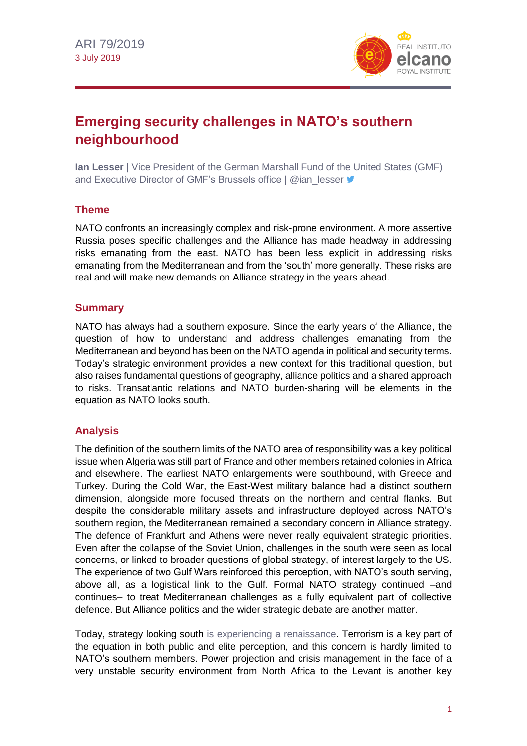ARI 79/2019
3 July 2019

# Emerging security challenges in NATO's southern neighbourhood

**Ian Lesser** | Vice President of the German Marshall Fund of the United States (GMF) and Executive Director of GMF's Brussels office | @ian_lesser

## Theme

NATO confronts an increasingly complex and risk-prone environment. A more assertive Russia poses specific challenges and the Alliance has made headway in addressing risks emanating from the east. NATO has been less explicit in addressing risks emanating from the Mediterranean and from the 'south' more generally. These risks are real and will make new demands on Alliance strategy in the years ahead.

## Summary

NATO has always had a southern exposure. Since the early years of the Alliance, the question of how to understand and address challenges emanating from the Mediterranean and beyond has been on the NATO agenda in political and security terms. Today's strategic environment provides a new context for this traditional question, but also raises fundamental questions of geography, alliance politics and a shared approach to risks. Transatlantic relations and NATO burden-sharing will be elements in the equation as NATO looks south.

## Analysis

The definition of the southern limits of the NATO area of responsibility was a key political issue when Algeria was still part of France and other members retained colonies in Africa and elsewhere. The earliest NATO enlargements were southbound, with Greece and Turkey. During the Cold War, the East-West military balance had a distinct southern dimension, alongside more focused threats on the northern and central flanks. But despite the considerable military assets and infrastructure deployed across NATO's southern region, the Mediterranean remained a secondary concern in Alliance strategy. The defence of Frankfurt and Athens were never really equivalent strategic priorities. Even after the collapse of the Soviet Union, challenges in the south were seen as local concerns, or linked to broader questions of global strategy, of interest largely to the US. The experience of two Gulf Wars reinforced this perception, with NATO's south serving, above all, as a logistical link to the Gulf. Formal NATO strategy continued –and continues– to treat Mediterranean challenges as a fully equivalent part of collective defence. But Alliance politics and the wider strategic debate are another matter.

Today, strategy looking south is experiencing a renaissance. Terrorism is a key part of the equation in both public and elite perception, and this concern is hardly limited to NATO's southern members. Power projection and crisis management in the face of a very unstable security environment from North Africa to the Levant is another key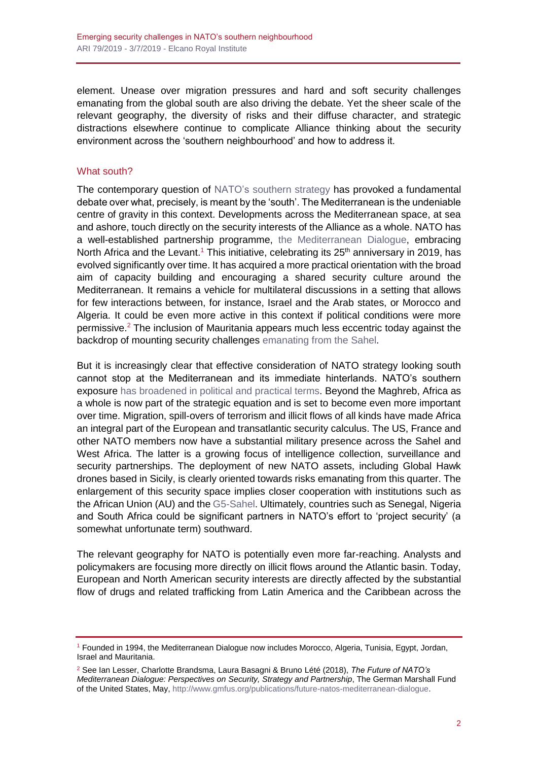element. Unease over migration pressures and hard and soft security challenges emanating from the global south are also driving the debate. Yet the sheer scale of the relevant geography, the diversity of risks and their diffuse character, and strategic distractions elsewhere continue to complicate Alliance thinking about the security environment across the 'southern neighbourhood' and how to address it.

## What south?

The contemporary question of NATO's southern strategy has provoked a fundamental debate over what, precisely, is meant by the 'south'. The Mediterranean is the undeniable centre of gravity in this context. Developments across the Mediterranean space, at sea and ashore, touch directly on the security interests of the Alliance as a whole. NATO has a well-established partnership programme, the Mediterranean Dialogue, embracing North Africa and the Levant.[1] This initiative, celebrating its 25th anniversary in 2019, has evolved significantly over time. It has acquired a more practical orientation with the broad aim of capacity building and encouraging a shared security culture around the Mediterranean. It remains a vehicle for multilateral discussions in a setting that allows for few interactions between, for instance, Israel and the Arab states, or Morocco and Algeria. It could be even more active in this context if political conditions were more permissive.[2] The inclusion of Mauritania appears much less eccentric today against the backdrop of mounting security challenges emanating from the Sahel.

But it is increasingly clear that effective consideration of NATO strategy looking south cannot stop at the Mediterranean and its immediate hinterlands. NATO's southern exposure has broadened in political and practical terms. Beyond the Maghreb, Africa as a whole is now part of the strategic equation and is set to become even more important over time. Migration, spill-overs of terrorism and illicit flows of all kinds have made Africa an integral part of the European and transatlantic security calculus. The US, France and other NATO members now have a substantial military presence across the Sahel and West Africa. The latter is a growing focus of intelligence collection, surveillance and security partnerships. The deployment of new NATO assets, including Global Hawk drones based in Sicily, is clearly oriented towards risks emanating from this quarter. The enlargement of this security space implies closer cooperation with institutions such as the African Union (AU) and the G5-Sahel. Ultimately, countries such as Senegal, Nigeria and South Africa could be significant partners in NATO's effort to 'project security' (a somewhat unfortunate term) southward.

The relevant geography for NATO is potentially even more far-reaching. Analysts and policymakers are focusing more directly on illicit flows around the Atlantic basin. Today, European and North American security interests are directly affected by the substantial flow of drugs and related trafficking from Latin America and the Caribbean across the

---

[1] Founded in 1994, the Mediterranean Dialogue now includes Morocco, Algeria, Tunisia, Egypt, Jordan, Israel and Mauritania.

[2] See Ian Lesser, Charlotte Brandsma, Laura Basagni & Bruno Lété (2018), *The Future of NATO's Mediterranean Dialogue: Perspectives on Security, Strategy and Partnership*, The German Marshall Fund of the United States, May, http://www.gmfus.org/publications/future-natos-mediterranean-dialogue.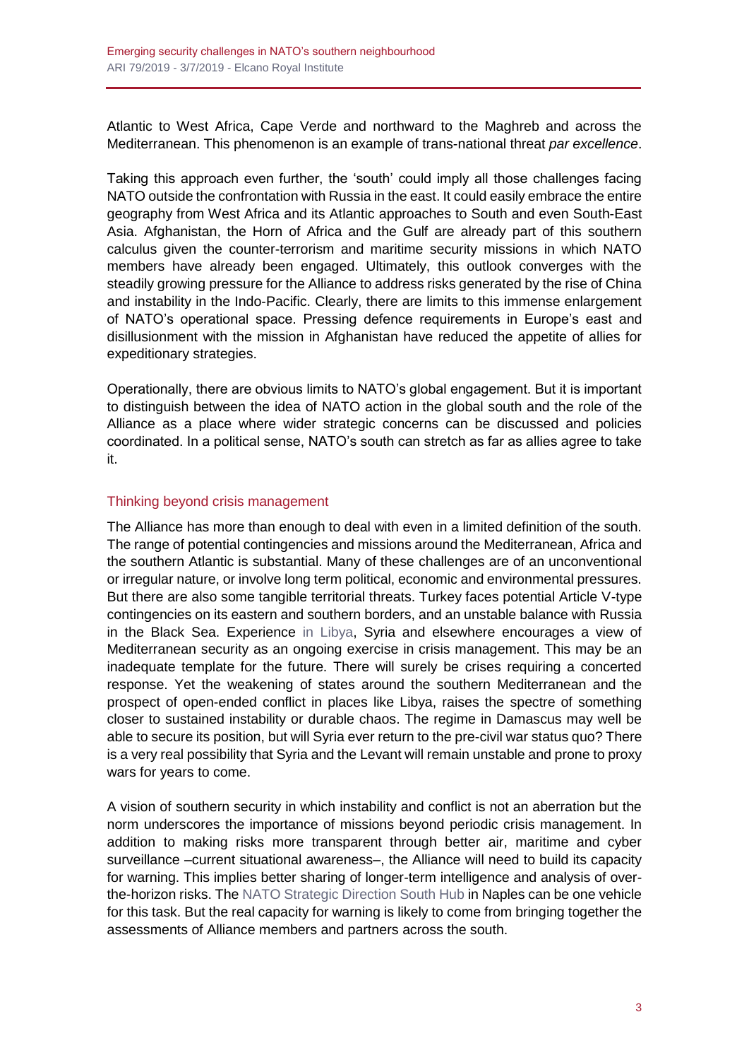Atlantic to West Africa, Cape Verde and northward to the Maghreb and across the Mediterranean. This phenomenon is an example of trans-national threat *par excellence*.

Taking this approach even further, the 'south' could imply all those challenges facing NATO outside the confrontation with Russia in the east. It could easily embrace the entire geography from West Africa and its Atlantic approaches to South and even South-East Asia. Afghanistan, the Horn of Africa and the Gulf are already part of this southern calculus given the counter-terrorism and maritime security missions in which NATO members have already been engaged. Ultimately, this outlook converges with the steadily growing pressure for the Alliance to address risks generated by the rise of China and instability in the Indo-Pacific. Clearly, there are limits to this immense enlargement of NATO's operational space. Pressing defence requirements in Europe's east and disillusionment with the mission in Afghanistan have reduced the appetite of allies for expeditionary strategies.

Operationally, there are obvious limits to NATO's global engagement. But it is important to distinguish between the idea of NATO action in the global south and the role of the Alliance as a place where wider strategic concerns can be discussed and policies coordinated. In a political sense, NATO's south can stretch as far as allies agree to take it.

## Thinking beyond crisis management

The Alliance has more than enough to deal with even in a limited definition of the south. The range of potential contingencies and missions around the Mediterranean, Africa and the southern Atlantic is substantial. Many of these challenges are of an unconventional or irregular nature, or involve long term political, economic and environmental pressures. But there are also some tangible territorial threats. Turkey faces potential Article V-type contingencies on its eastern and southern borders, and an unstable balance with Russia in the Black Sea. Experience in Libya, Syria and elsewhere encourages a view of Mediterranean security as an ongoing exercise in crisis management. This may be an inadequate template for the future. There will surely be crises requiring a concerted response. Yet the weakening of states around the southern Mediterranean and the prospect of open-ended conflict in places like Libya, raises the spectre of something closer to sustained instability or durable chaos. The regime in Damascus may well be able to secure its position, but will Syria ever return to the pre-civil war status quo? There is a very real possibility that Syria and the Levant will remain unstable and prone to proxy wars for years to come.

A vision of southern security in which instability and conflict is not an aberration but the norm underscores the importance of missions beyond periodic crisis management. In addition to making risks more transparent through better air, maritime and cyber surveillance –current situational awareness–, the Alliance will need to build its capacity for warning. This implies better sharing of longer-term intelligence and analysis of over-the-horizon risks. The NATO Strategic Direction South Hub in Naples can be one vehicle for this task. But the real capacity for warning is likely to come from bringing together the assessments of Alliance members and partners across the south.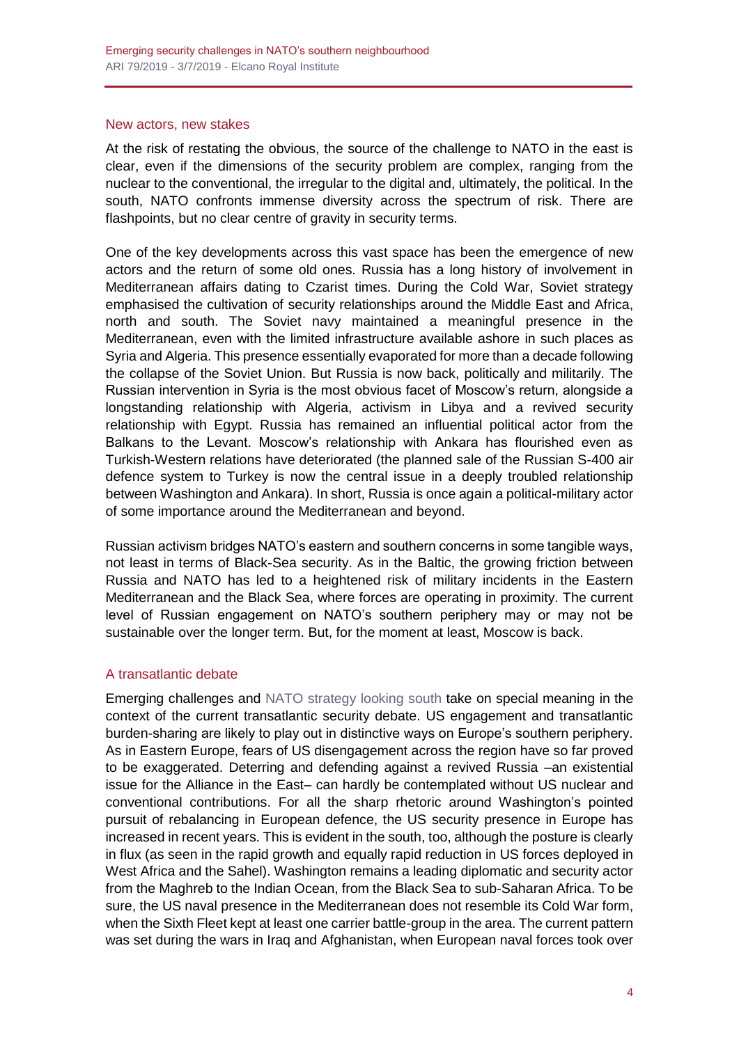## New actors, new stakes

At the risk of restating the obvious, the source of the challenge to NATO in the east is clear, even if the dimensions of the security problem are complex, ranging from the nuclear to the conventional, the irregular to the digital and, ultimately, the political. In the south, NATO confronts immense diversity across the spectrum of risk. There are flashpoints, but no clear centre of gravity in security terms.

One of the key developments across this vast space has been the emergence of new actors and the return of some old ones. Russia has a long history of involvement in Mediterranean affairs dating to Czarist times. During the Cold War, Soviet strategy emphasised the cultivation of security relationships around the Middle East and Africa, north and south. The Soviet navy maintained a meaningful presence in the Mediterranean, even with the limited infrastructure available ashore in such places as Syria and Algeria. This presence essentially evaporated for more than a decade following the collapse of the Soviet Union. But Russia is now back, politically and militarily. The Russian intervention in Syria is the most obvious facet of Moscow's return, alongside a longstanding relationship with Algeria, activism in Libya and a revived security relationship with Egypt. Russia has remained an influential political actor from the Balkans to the Levant. Moscow's relationship with Ankara has flourished even as Turkish-Western relations have deteriorated (the planned sale of the Russian S-400 air defence system to Turkey is now the central issue in a deeply troubled relationship between Washington and Ankara). In short, Russia is once again a political-military actor of some importance around the Mediterranean and beyond.

Russian activism bridges NATO's eastern and southern concerns in some tangible ways, not least in terms of Black-Sea security. As in the Baltic, the growing friction between Russia and NATO has led to a heightened risk of military incidents in the Eastern Mediterranean and the Black Sea, where forces are operating in proximity. The current level of Russian engagement on NATO's southern periphery may or may not be sustainable over the longer term. But, for the moment at least, Moscow is back.

## A transatlantic debate

Emerging challenges and NATO strategy looking south take on special meaning in the context of the current transatlantic security debate. US engagement and transatlantic burden-sharing are likely to play out in distinctive ways on Europe's southern periphery. As in Eastern Europe, fears of US disengagement across the region have so far proved to be exaggerated. Deterring and defending against a revived Russia –an existential issue for the Alliance in the East– can hardly be contemplated without US nuclear and conventional contributions. For all the sharp rhetoric around Washington's pointed pursuit of rebalancing in European defence, the US security presence in Europe has increased in recent years. This is evident in the south, too, although the posture is clearly in flux (as seen in the rapid growth and equally rapid reduction in US forces deployed in West Africa and the Sahel). Washington remains a leading diplomatic and security actor from the Maghreb to the Indian Ocean, from the Black Sea to sub-Saharan Africa. To be sure, the US naval presence in the Mediterranean does not resemble its Cold War form, when the Sixth Fleet kept at least one carrier battle-group in the area. The current pattern was set during the wars in Iraq and Afghanistan, when European naval forces took over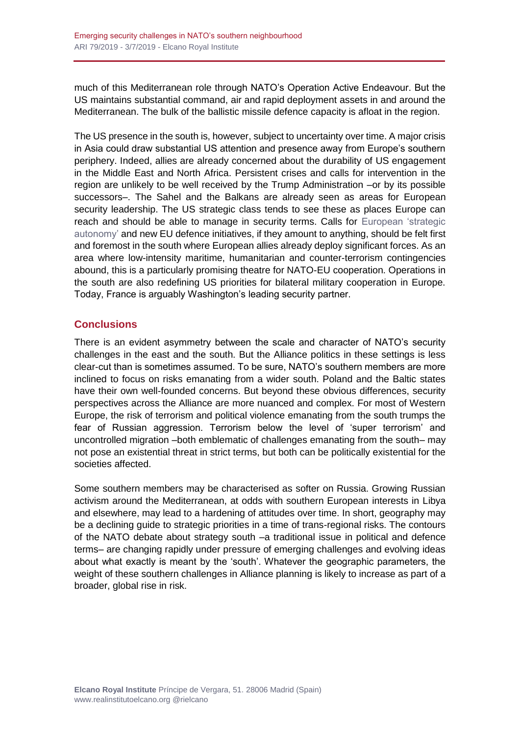much of this Mediterranean role through NATO's Operation Active Endeavour. But the US maintains substantial command, air and rapid deployment assets in and around the Mediterranean. The bulk of the ballistic missile defence capacity is afloat in the region.

The US presence in the south is, however, subject to uncertainty over time. A major crisis in Asia could draw substantial US attention and presence away from Europe's southern periphery. Indeed, allies are already concerned about the durability of US engagement in the Middle East and North Africa. Persistent crises and calls for intervention in the region are unlikely to be well received by the Trump Administration –or by its possible successors–. The Sahel and the Balkans are already seen as areas for European security leadership. The US strategic class tends to see these as places Europe can reach and should be able to manage in security terms. Calls for European 'strategic autonomy' and new EU defence initiatives, if they amount to anything, should be felt first and foremost in the south where European allies already deploy significant forces. As an area where low-intensity maritime, humanitarian and counter-terrorism contingencies abound, this is a particularly promising theatre for NATO-EU cooperation. Operations in the south are also redefining US priorities for bilateral military cooperation in Europe. Today, France is arguably Washington's leading security partner.

## Conclusions

There is an evident asymmetry between the scale and character of NATO's security challenges in the east and the south. But the Alliance politics in these settings is less clear-cut than is sometimes assumed. To be sure, NATO's southern members are more inclined to focus on risks emanating from a wider south. Poland and the Baltic states have their own well-founded concerns. But beyond these obvious differences, security perspectives across the Alliance are more nuanced and complex. For most of Western Europe, the risk of terrorism and political violence emanating from the south trumps the fear of Russian aggression. Terrorism below the level of 'super terrorism' and uncontrolled migration –both emblematic of challenges emanating from the south– may not pose an existential threat in strict terms, but both can be politically existential for the societies affected.

Some southern members may be characterised as softer on Russia. Growing Russian activism around the Mediterranean, at odds with southern European interests in Libya and elsewhere, may lead to a hardening of attitudes over time. In short, geography may be a declining guide to strategic priorities in a time of trans-regional risks. The contours of the NATO debate about strategy south –a traditional issue in political and defence terms– are changing rapidly under pressure of emerging challenges and evolving ideas about what exactly is meant by the 'south'. Whatever the geographic parameters, the weight of these southern challenges in Alliance planning is likely to increase as part of a broader, global rise in risk.